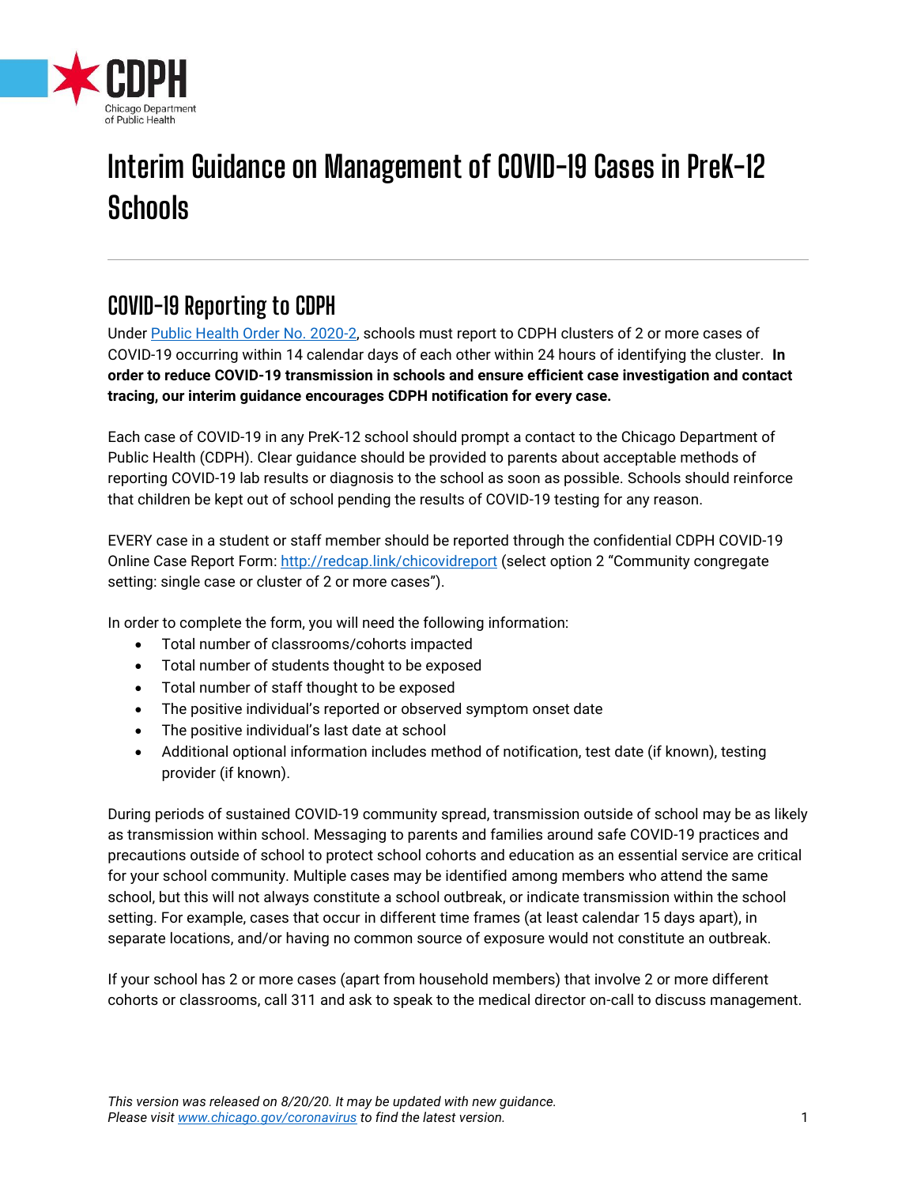# Interim Guidance on Management of COVID-19 Cases in PreK-12 Schools

## COVID-19 Reporting to CDPH

Under [Public Health Order No. 2020-2](#), schools must report to CDPH clusters of 2 or more cases of COVID-19 occurring within 14 calendar days of each other within 24 hours of identifying the cluster. **In order to reduce COVID-19 transmission in schools and ensure efficient case investigation and contact tracing, our interim guidance encourages CDPH notification for every case.**

Each case of COVID-19 in any PreK-12 school should prompt a contact to the Chicago Department of Public Health (CDPH). Clear guidance should be provided to parents about acceptable methods of reporting COVID-19 lab results or diagnosis to the school as soon as possible. Schools should reinforce that children be kept out of school pending the results of COVID-19 testing for any reason.

EVERY case in a student or staff member should be reported through the confidential CDPH COVID-19 Online Case Report Form: [http://redcap.link/chicovidreport](http://redcap.link/chicovidreport) (select option 2 "Community congregate setting: single case or cluster of 2 or more cases").

In order to complete the form, you will need the following information:

- Total number of classrooms/cohorts impacted
- Total number of students thought to be exposed
- Total number of staff thought to be exposed
- The positive individual's reported or observed symptom onset date
- The positive individual's last date at school
- Additional optional information includes method of notification, test date (if known), testing provider (if known).

During periods of sustained COVID-19 community spread, transmission outside of school may be as likely as transmission within school. Messaging to parents and families around safe COVID-19 practices and precautions outside of school to protect school cohorts and education as an essential service are critical for your school community. Multiple cases may be identified among members who attend the same school, but this will not always constitute a school outbreak, or indicate transmission within the school setting. For example, cases that occur in different time frames (at least calendar 15 days apart), in separate locations, and/or having no common source of exposure would not constitute an outbreak.

If your school has 2 or more cases (apart from household members) that involve 2 or more different cohorts or classrooms, call 311 and ask to speak to the medical director on-call to discuss management.

*This version was released on 8/20/20. It may be updated with new guidance. Please visit [www.chicago.gov/coronavirus](http://www.chicago.gov/coronavirus) to find the latest version.*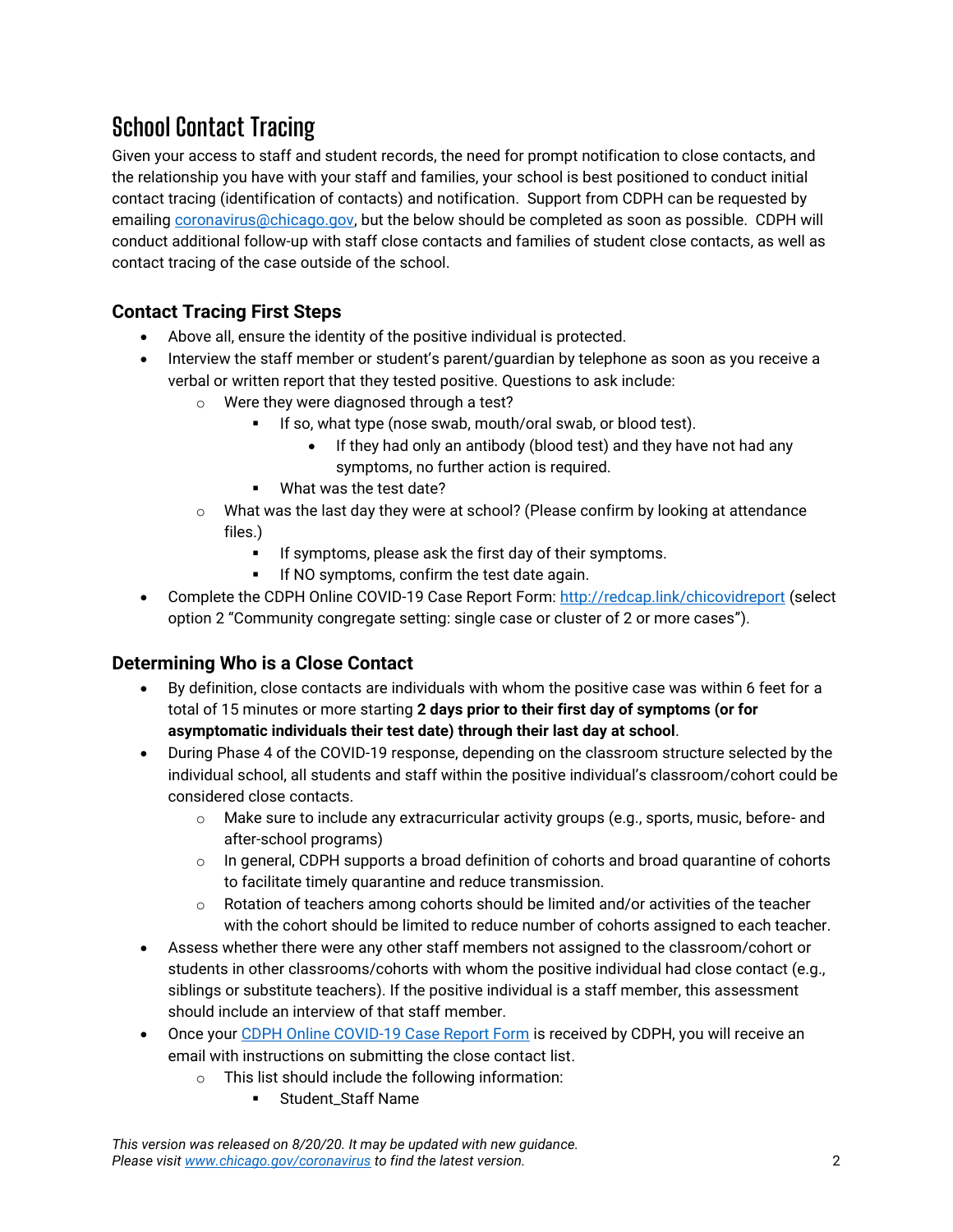# School Contact Tracing

Given your access to staff and student records, the need for prompt notification to close contacts, and the relationship you have with your staff and families, your school is best positioned to conduct initial contact tracing (identification of contacts) and notification. Support from CDPH can be requested by emailing [coronavirus@chicago.gov](mailto:coronavirus@chicago.gov), but the below should be completed as soon as possible. CDPH will conduct additional follow-up with staff close contacts and families of student close contacts, as well as contact tracing of the case outside of the school.

## Contact Tracing First Steps

- Above all, ensure the identity of the positive individual is protected.
- Interview the staff member or student's parent/guardian by telephone as soon as you receive a verbal or written report that they tested positive. Questions to ask include:
  - Were they were diagnosed through a test?
    - If so, what type (nose swab, mouth/oral swab, or blood test).
      - If they had only an antibody (blood test) and they have not had any symptoms, no further action is required.
    - What was the test date?
  - What was the last day they were at school? (Please confirm by looking at attendance files.)
    - If symptoms, please ask the first day of their symptoms.
    - If NO symptoms, confirm the test date again.
- Complete the CDPH Online COVID-19 Case Report Form: [http://redcap.link/chicovidreport](http://redcap.link/chicovidreport) (select option 2 "Community congregate setting: single case or cluster of 2 or more cases").

## Determining Who is a Close Contact

- By definition, close contacts are individuals with whom the positive case was within 6 feet for a total of 15 minutes or more starting **2 days prior to their first day of symptoms (or for asymptomatic individuals their test date) through their last day at school**.
- During Phase 4 of the COVID-19 response, depending on the classroom structure selected by the individual school, all students and staff within the positive individual's classroom/cohort could be considered close contacts.
  - Make sure to include any extracurricular activity groups (e.g., sports, music, before- and after-school programs)
  - In general, CDPH supports a broad definition of cohorts and broad quarantine of cohorts to facilitate timely quarantine and reduce transmission.
  - Rotation of teachers among cohorts should be limited and/or activities of the teacher with the cohort should be limited to reduce number of cohorts assigned to each teacher.
- Assess whether there were any other staff members not assigned to the classroom/cohort or students in other classrooms/cohorts with whom the positive individual had close contact (e.g., siblings or substitute teachers). If the positive individual is a staff member, this assessment should include an interview of that staff member.
- Once your [CDPH Online COVID-19 Case Report Form](http://redcap.link/chicovidreport) is received by CDPH, you will receive an email with instructions on submitting the close contact list.
  - This list should include the following information:
    - Student_Staff Name

*This version was released on 8/20/20. It may be updated with new guidance. Please visit [www.chicago.gov/coronavirus](http://www.chicago.gov/coronavirus) to find the latest version.*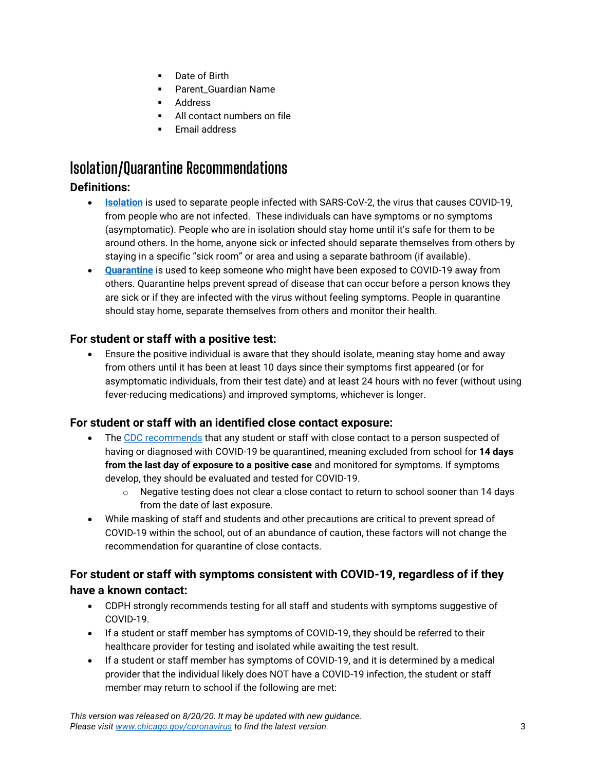- Date of Birth
- Parent_Guardian Name
- Address
- All contact numbers on file
- Email address

# Isolation/Quarantine Recommendations

### Definitions:

- **Isolation** is used to separate people infected with SARS-CoV-2, the virus that causes COVID-19, from people who are not infected. These individuals can have symptoms or no symptoms (asymptomatic). People who are in isolation should stay home until it's safe for them to be around others. In the home, anyone sick or infected should separate themselves from others by staying in a specific "sick room" or area and using a separate bathroom (if available).
- **Quarantine** is used to keep someone who might have been exposed to COVID-19 away from others. Quarantine helps prevent spread of disease that can occur before a person knows they are sick or if they are infected with the virus without feeling symptoms. People in quarantine should stay home, separate themselves from others and monitor their health.

### For student or staff with a positive test:

- Ensure the positive individual is aware that they should isolate, meaning stay home and away from others until it has been at least 10 days since their symptoms first appeared (or for asymptomatic individuals, from their test date) and at least 24 hours with no fever (without using fever-reducing medications) and improved symptoms, whichever is longer.

### For student or staff with an identified close contact exposure:

- The CDC recommends that any student or staff with close contact to a person suspected of having or diagnosed with COVID-19 be quarantined, meaning excluded from school for **14 days from the last day of exposure to a positive case** and monitored for symptoms. If symptoms develop, they should be evaluated and tested for COVID-19.
  - Negative testing does not clear a close contact to return to school sooner than 14 days from the date of last exposure.
- While masking of staff and students and other precautions are critical to prevent spread of COVID-19 within the school, out of an abundance of caution, these factors will not change the recommendation for quarantine of close contacts.

### For student or staff with symptoms consistent with COVID-19, regardless of if they have a known contact:

- CDPH strongly recommends testing for all staff and students with symptoms suggestive of COVID-19.
- If a student or staff member has symptoms of COVID-19, they should be referred to their healthcare provider for testing and isolated while awaiting the test result.
- If a student or staff member has symptoms of COVID-19, and it is determined by a medical provider that the individual likely does NOT have a COVID-19 infection, the student or staff member may return to school if the following are met: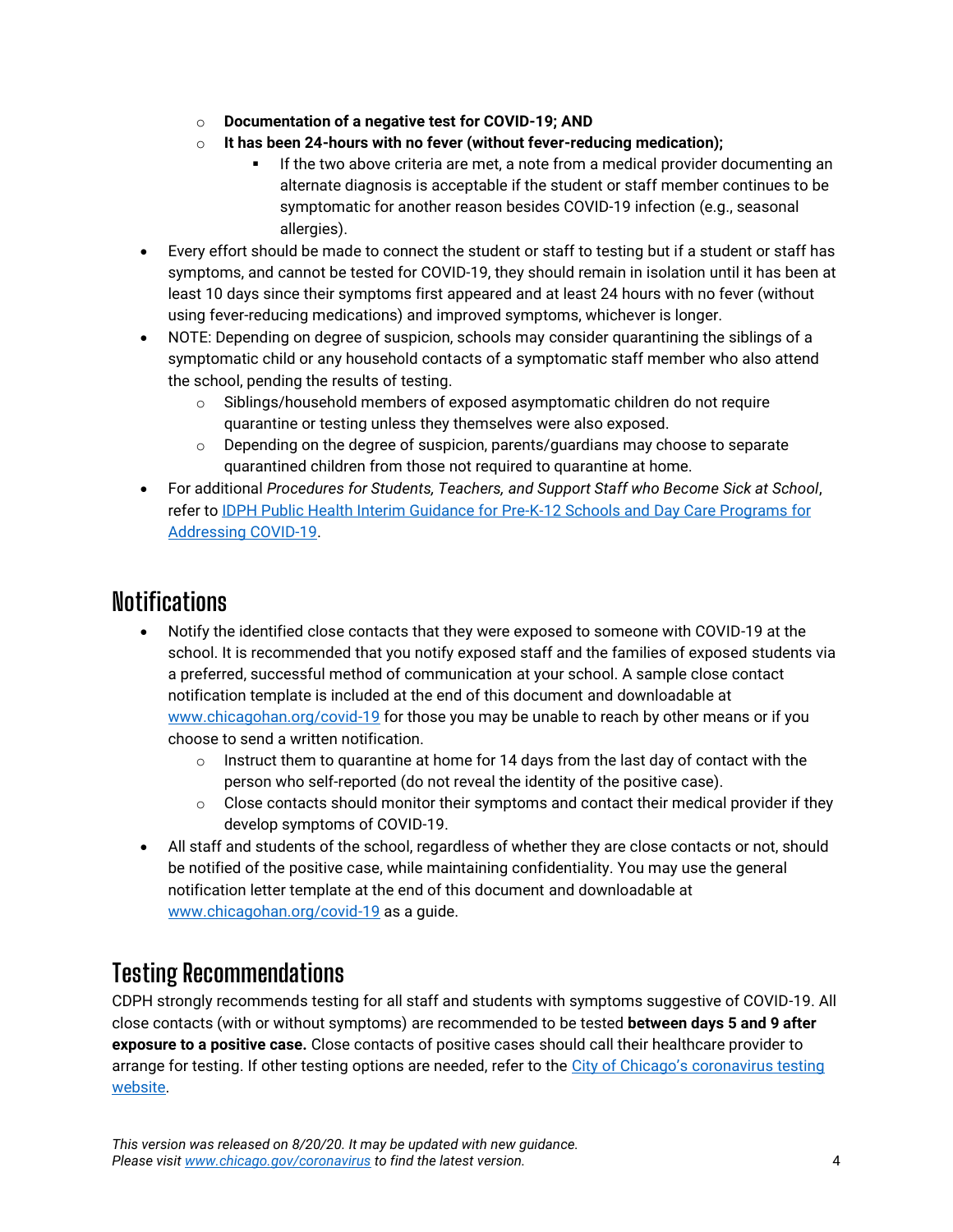- **Documentation of a negative test for COVID-19; AND**
    - **It has been 24-hours with no fever (without fever-reducing medication);**
        - If the two above criteria are met, a note from a medical provider documenting an alternate diagnosis is acceptable if the student or staff member continues to be symptomatic for another reason besides COVID-19 infection (e.g., seasonal allergies).
- Every effort should be made to connect the student or staff to testing but if a student or staff has symptoms, and cannot be tested for COVID-19, they should remain in isolation until it has been at least 10 days since their symptoms first appeared and at least 24 hours with no fever (without using fever-reducing medications) and improved symptoms, whichever is longer.
- NOTE: Depending on degree of suspicion, schools may consider quarantining the siblings of a symptomatic child or any household contacts of a symptomatic staff member who also attend the school, pending the results of testing.
    - Siblings/household members of exposed asymptomatic children do not require quarantine or testing unless they themselves were also exposed.
    - Depending on the degree of suspicion, parents/guardians may choose to separate quarantined children from those not required to quarantine at home.
- For additional *Procedures for Students, Teachers, and Support Staff who Become Sick at School*, refer to [IDPH Public Health Interim Guidance for Pre-K-12 Schools and Day Care Programs for Addressing COVID-19](#).

## Notifications

- Notify the identified close contacts that they were exposed to someone with COVID-19 at the school. It is recommended that you notify exposed staff and the families of exposed students via a preferred, successful method of communication at your school. A sample close contact notification template is included at the end of this document and downloadable at [www.chicagohan.org/covid-19](http://www.chicagohan.org/covid-19) for those you may be unable to reach by other means or if you choose to send a written notification.
    - Instruct them to quarantine at home for 14 days from the last day of contact with the person who self-reported (do not reveal the identity of the positive case).
    - Close contacts should monitor their symptoms and contact their medical provider if they develop symptoms of COVID-19.
- All staff and students of the school, regardless of whether they are close contacts or not, should be notified of the positive case, while maintaining confidentiality. You may use the general notification letter template at the end of this document and downloadable at [www.chicagohan.org/covid-19](http://www.chicagohan.org/covid-19) as a guide.

## Testing Recommendations

CDPH strongly recommends testing for all staff and students with symptoms suggestive of COVID-19. All close contacts (with or without symptoms) are recommended to be tested **between days 5 and 9 after exposure to a positive case.** Close contacts of positive cases should call their healthcare provider to arrange for testing. If other testing options are needed, refer to the [City of Chicago's coronavirus testing website](#).

*This version was released on 8/20/20. It may be updated with new guidance. Please visit [www.chicago.gov/coronavirus](http://www.chicago.gov/coronavirus) to find the latest version.*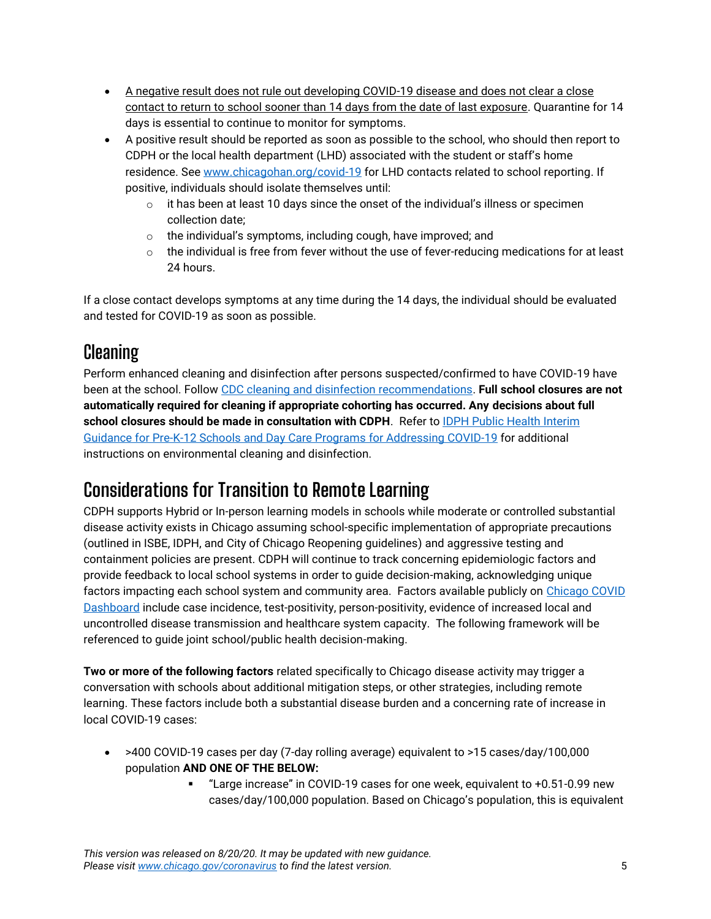- A negative result does not rule out developing COVID-19 disease and does not clear a close contact to return to school sooner than 14 days from the date of last exposure. Quarantine for 14 days is essential to continue to monitor for symptoms.
- A positive result should be reported as soon as possible to the school, who should then report to CDPH or the local health department (LHD) associated with the student or staff's home residence. See [www.chicagohan.org/covid-19](www.chicagohan.org/covid-19) for LHD contacts related to school reporting. If positive, individuals should isolate themselves until:
  - it has been at least 10 days since the onset of the individual's illness or specimen collection date;
  - the individual's symptoms, including cough, have improved; and
  - the individual is free from fever without the use of fever-reducing medications for at least 24 hours.

If a close contact develops symptoms at any time during the 14 days, the individual should be evaluated and tested for COVID-19 as soon as possible.

## Cleaning

Perform enhanced cleaning and disinfection after persons suspected/confirmed to have COVID-19 have been at the school. Follow CDC cleaning and disinfection recommendations. **Full school closures are not automatically required for cleaning if appropriate cohorting has occurred. Any decisions about full school closures should be made in consultation with CDPH**. Refer to IDPH Public Health Interim Guidance for Pre-K-12 Schools and Day Care Programs for Addressing COVID-19 for additional instructions on environmental cleaning and disinfection.

## Considerations for Transition to Remote Learning

CDPH supports Hybrid or In-person learning models in schools while moderate or controlled substantial disease activity exists in Chicago assuming school-specific implementation of appropriate precautions (outlined in ISBE, IDPH, and City of Chicago Reopening guidelines) and aggressive testing and containment policies are present. CDPH will continue to track concerning epidemiologic factors and provide feedback to local school systems in order to guide decision-making, acknowledging unique factors impacting each school system and community area. Factors available publicly on Chicago COVID Dashboard include case incidence, test-positivity, person-positivity, evidence of increased local and uncontrolled disease transmission and healthcare system capacity. The following framework will be referenced to guide joint school/public health decision-making.

**Two or more of the following factors** related specifically to Chicago disease activity may trigger a conversation with schools about additional mitigation steps, or other strategies, including remote learning. These factors include both a substantial disease burden and a concerning rate of increase in local COVID-19 cases:

- >400 COVID-19 cases per day (7-day rolling average) equivalent to >15 cases/day/100,000 population **AND ONE OF THE BELOW:**
  - "Large increase" in COVID-19 cases for one week, equivalent to +0.51-0.99 new cases/day/100,000 population. Based on Chicago's population, this is equivalent

*This version was released on 8/20/20. It may be updated with new guidance. Please visit [www.chicago.gov/coronavirus](www.chicago.gov/coronavirus) to find the latest version.*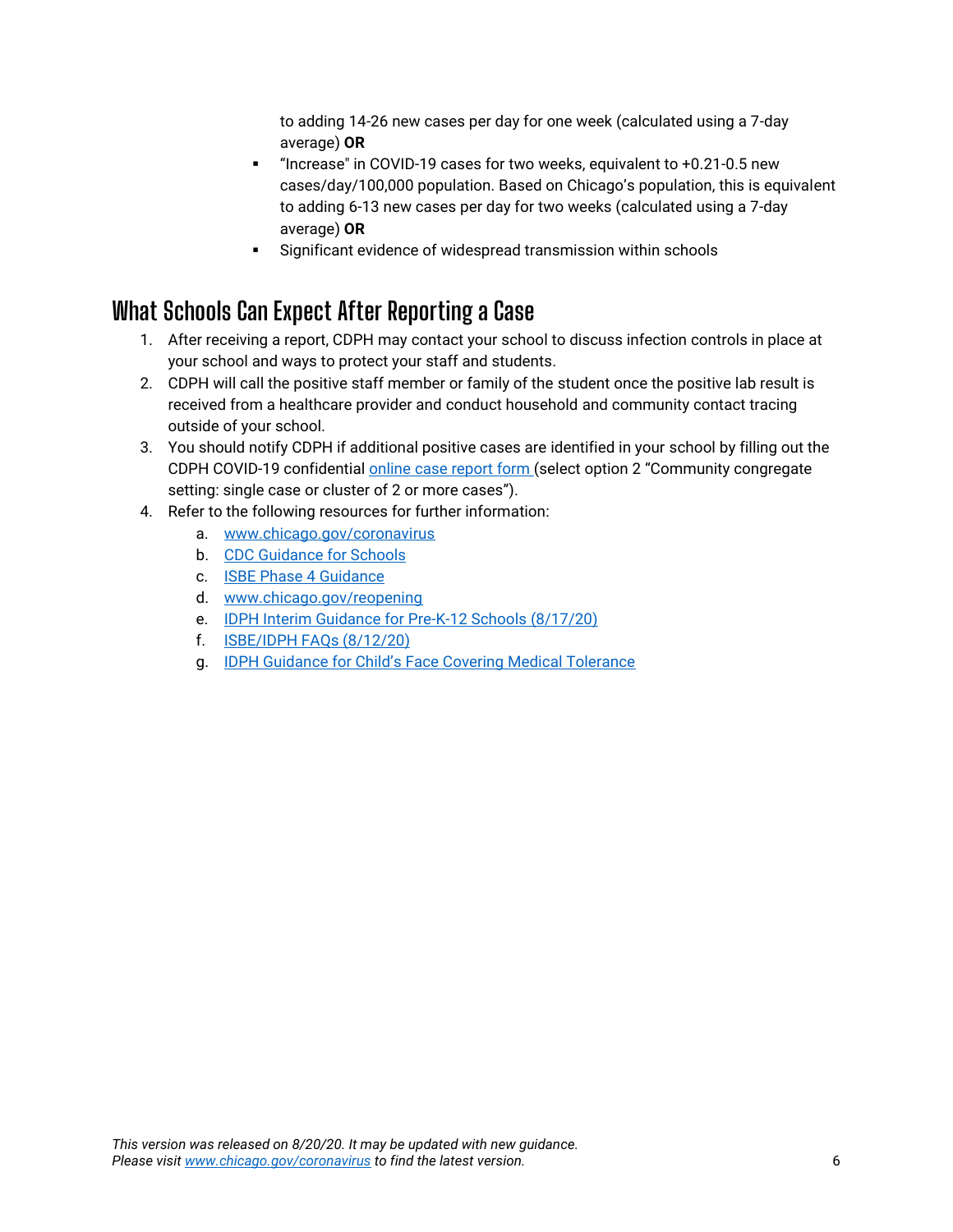to adding 14-26 new cases per day for one week (calculated using a 7-day average) **OR**

- "Increase" in COVID-19 cases for two weeks, equivalent to +0.21-0.5 new cases/day/100,000 population. Based on Chicago's population, this is equivalent to adding 6-13 new cases per day for two weeks (calculated using a 7-day average) **OR**
- Significant evidence of widespread transmission within schools

## What Schools Can Expect After Reporting a Case

1. After receiving a report, CDPH may contact your school to discuss infection controls in place at your school and ways to protect your staff and students.
2. CDPH will call the positive staff member or family of the student once the positive lab result is received from a healthcare provider and conduct household and community contact tracing outside of your school.
3. You should notify CDPH if additional positive cases are identified in your school by filling out the CDPH COVID-19 confidential online case report form (select option 2 "Community congregate setting: single case or cluster of 2 or more cases").
4. Refer to the following resources for further information:
   a. www.chicago.gov/coronavirus
   b. CDC Guidance for Schools
   c. ISBE Phase 4 Guidance
   d. www.chicago.gov/reopening
   e. IDPH Interim Guidance for Pre-K-12 Schools (8/17/20)
   f. ISBE/IDPH FAQs (8/12/20)
   g. IDPH Guidance for Child's Face Covering Medical Tolerance

*This version was released on 8/20/20. It may be updated with new guidance. Please visit www.chicago.gov/coronavirus to find the latest version.*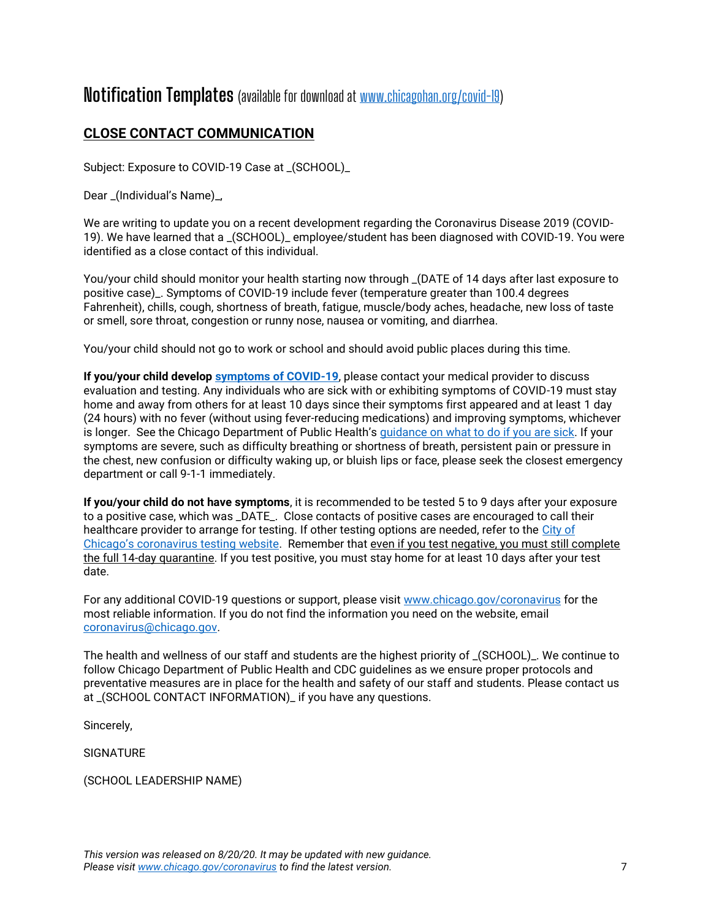# Notification Templates (available for download at www.chicagohan.org/covid-19)

## CLOSE CONTACT COMMUNICATION

Subject: Exposure to COVID-19 Case at _(SCHOOL)_

Dear _(Individual's Name)_,

We are writing to update you on a recent development regarding the Coronavirus Disease 2019 (COVID-19). We have learned that a _(SCHOOL)_ employee/student has been diagnosed with COVID-19. You were identified as a close contact of this individual.

You/your child should monitor your health starting now through _(DATE of 14 days after last exposure to positive case)_. Symptoms of COVID-19 include fever (temperature greater than 100.4 degrees Fahrenheit), chills, cough, shortness of breath, fatigue, muscle/body aches, headache, new loss of taste or smell, sore throat, congestion or runny nose, nausea or vomiting, and diarrhea.

You/your child should not go to work or school and should avoid public places during this time.

**If you/your child develop symptoms of COVID-19**, please contact your medical provider to discuss evaluation and testing. Any individuals who are sick with or exhibiting symptoms of COVID-19 must stay home and away from others for at least 10 days since their symptoms first appeared and at least 1 day (24 hours) with no fever (without using fever-reducing medications) and improving symptoms, whichever is longer. See the Chicago Department of Public Health's guidance on what to do if you are sick. If your symptoms are severe, such as difficulty breathing or shortness of breath, persistent pain or pressure in the chest, new confusion or difficulty waking up, or bluish lips or face, please seek the closest emergency department or call 9-1-1 immediately.

**If you/your child do not have symptoms**, it is recommended to be tested 5 to 9 days after your exposure to a positive case, which was _DATE_. Close contacts of positive cases are encouraged to call their healthcare provider to arrange for testing. If other testing options are needed, refer to the City of Chicago's coronavirus testing website. Remember that even if you test negative, you must still complete the full 14-day quarantine. If you test positive, you must stay home for at least 10 days after your test date.

For any additional COVID-19 questions or support, please visit www.chicago.gov/coronavirus for the most reliable information. If you do not find the information you need on the website, email coronavirus@chicago.gov.

The health and wellness of our staff and students are the highest priority of _(SCHOOL)_. We continue to follow Chicago Department of Public Health and CDC guidelines as we ensure proper protocols and preventative measures are in place for the health and safety of our staff and students. Please contact us at _(SCHOOL CONTACT INFORMATION)_ if you have any questions.

Sincerely,

SIGNATURE

(SCHOOL LEADERSHIP NAME)

*This version was released on 8/20/20. It may be updated with new guidance.*
*Please visit www.chicago.gov/coronavirus to find the latest version.*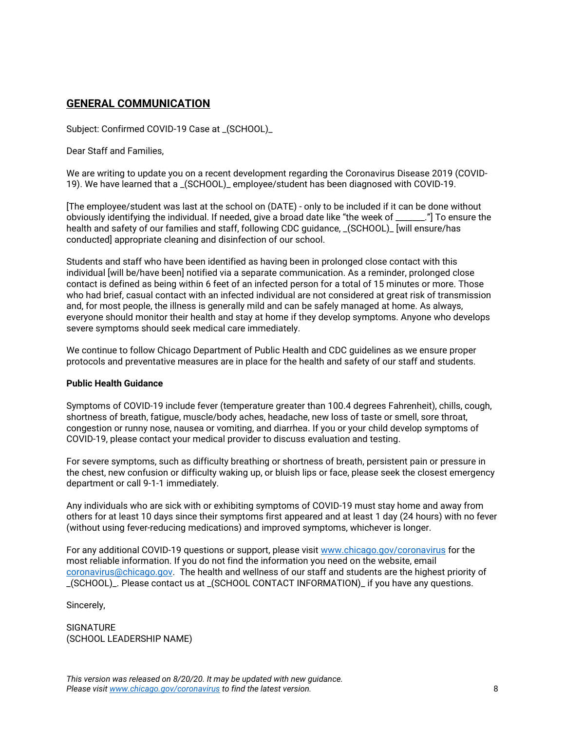## GENERAL COMMUNICATION

Subject: Confirmed COVID-19 Case at _(SCHOOL)_

Dear Staff and Families,

We are writing to update you on a recent development regarding the Coronavirus Disease 2019 (COVID-19). We have learned that a _(SCHOOL)_ employee/student has been diagnosed with COVID-19.

[The employee/student was last at the school on (DATE) - only to be included if it can be done without obviously identifying the individual. If needed, give a broad date like "the week of _______."] To ensure the health and safety of our families and staff, following CDC guidance, _(SCHOOL)_ [will ensure/has conducted] appropriate cleaning and disinfection of our school.

Students and staff who have been identified as having been in prolonged close contact with this individual [will be/have been] notified via a separate communication. As a reminder, prolonged close contact is defined as being within 6 feet of an infected person for a total of 15 minutes or more. Those who had brief, casual contact with an infected individual are not considered at great risk of transmission and, for most people, the illness is generally mild and can be safely managed at home. As always, everyone should monitor their health and stay at home if they develop symptoms. Anyone who develops severe symptoms should seek medical care immediately.

We continue to follow Chicago Department of Public Health and CDC guidelines as we ensure proper protocols and preventative measures are in place for the health and safety of our staff and students.

**Public Health Guidance**

Symptoms of COVID-19 include fever (temperature greater than 100.4 degrees Fahrenheit), chills, cough, shortness of breath, fatigue, muscle/body aches, headache, new loss of taste or smell, sore throat, congestion or runny nose, nausea or vomiting, and diarrhea. If you or your child develop symptoms of COVID-19, please contact your medical provider to discuss evaluation and testing.

For severe symptoms, such as difficulty breathing or shortness of breath, persistent pain or pressure in the chest, new confusion or difficulty waking up, or bluish lips or face, please seek the closest emergency department or call 9-1-1 immediately.

Any individuals who are sick with or exhibiting symptoms of COVID-19 must stay home and away from others for at least 10 days since their symptoms first appeared and at least 1 day (24 hours) with no fever (without using fever-reducing medications) and improved symptoms, whichever is longer.

For any additional COVID-19 questions or support, please visit www.chicago.gov/coronavirus for the most reliable information. If you do not find the information you need on the website, email coronavirus@chicago.gov. The health and wellness of our staff and students are the highest priority of _(SCHOOL)_. Please contact us at _(SCHOOL CONTACT INFORMATION)_ if you have any questions.

Sincerely,

SIGNATURE
(SCHOOL LEADERSHIP NAME)

*This version was released on 8/20/20. It may be updated with new guidance.*
*Please visit www.chicago.gov/coronavirus to find the latest version.*